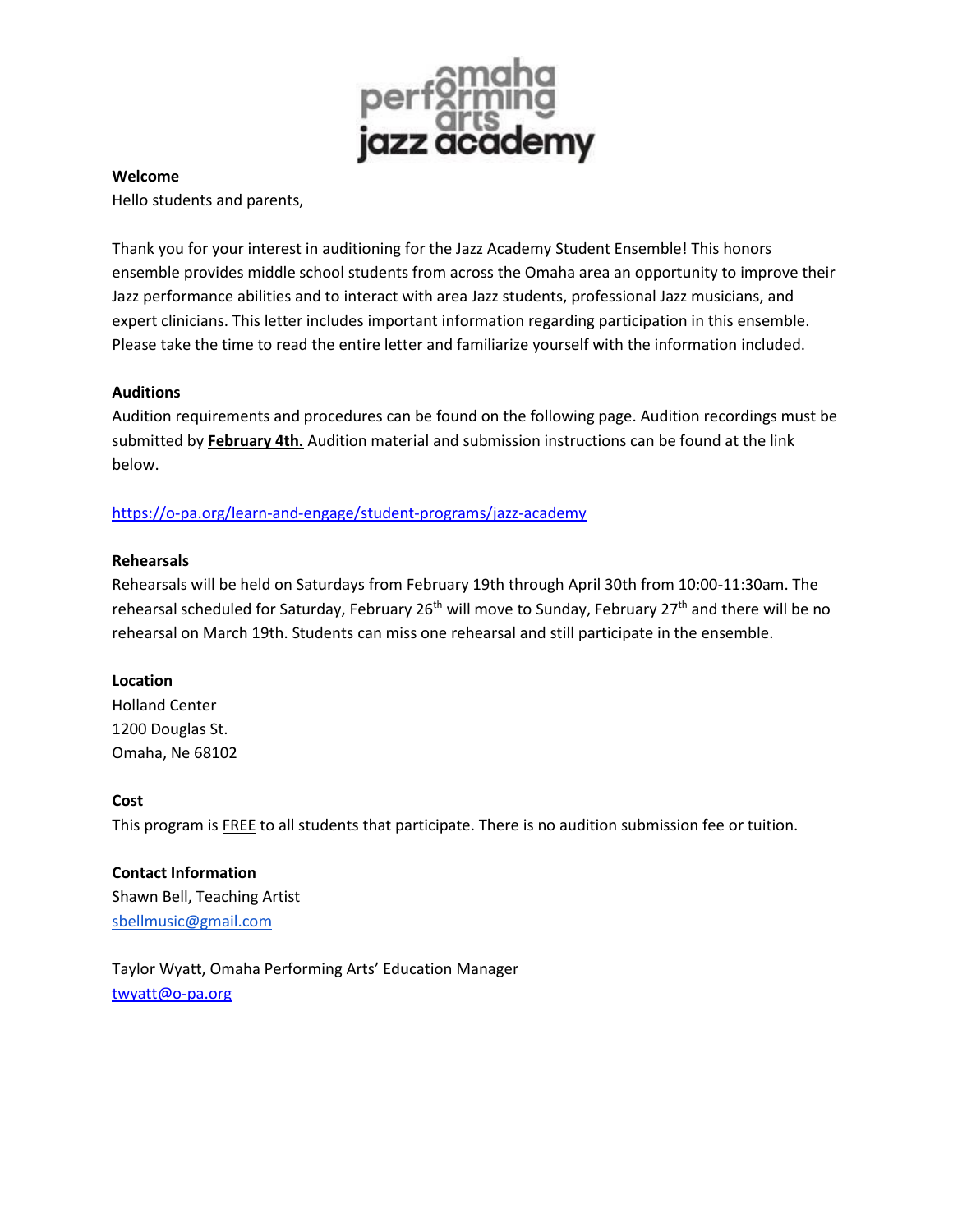omaha performing arts jazz academy

**Welcome**

Hello students and parents,

Thank you for your interest in auditioning for the Jazz Academy Student Ensemble! This honors ensemble provides middle school students from across the Omaha area an opportunity to improve their Jazz performance abilities and to interact with area Jazz students, professional Jazz musicians, and expert clinicians. This letter includes important information regarding participation in this ensemble. Please take the time to read the entire letter and familiarize yourself with the information included.

**Auditions**

Audition requirements and procedures can be found on the following page. Audition recordings must be submitted by **February 4th.** Audition material and submission instructions can be found at the link below.

https://o-pa.org/learn-and-engage/student-programs/jazz-academy

**Rehearsals**

Rehearsals will be held on Saturdays from February 19th through April 30th from 10:00-11:30am. The rehearsal scheduled for Saturday, February 26th will move to Sunday, February 27th and there will be no rehearsal on March 19th. Students can miss one rehearsal and still participate in the ensemble.

**Location**

Holland Center
1200 Douglas St.
Omaha, Ne 68102

**Cost**

This program is FREE to all students that participate. There is no audition submission fee or tuition.

**Contact Information**

Shawn Bell, Teaching Artist
sbellmusic@gmail.com

Taylor Wyatt, Omaha Performing Arts' Education Manager
twyatt@o-pa.org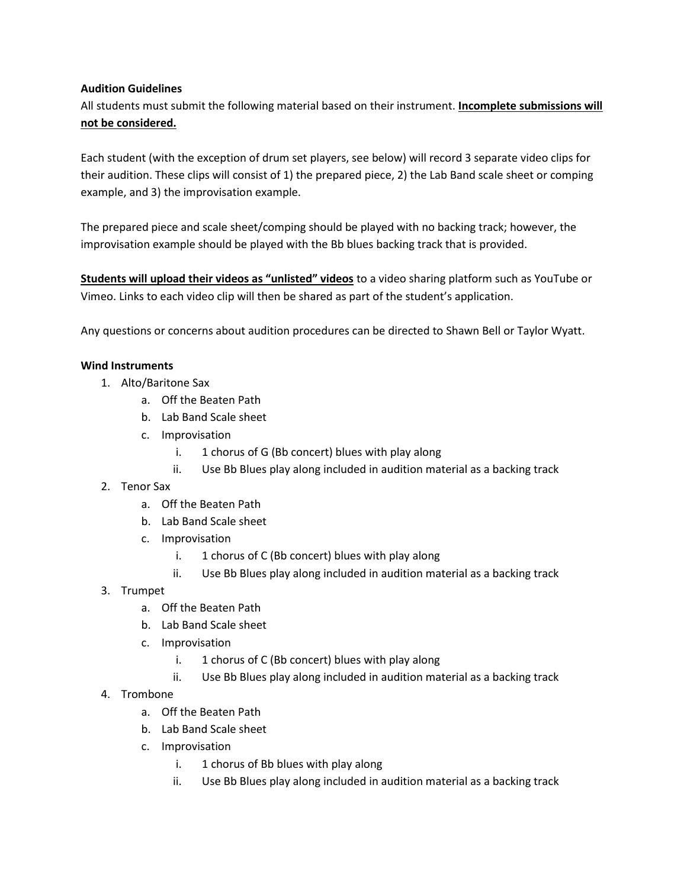**Audition Guidelines**

All students must submit the following material based on their instrument. **<u>Incomplete submissions will not be considered.</u>**

Each student (with the exception of drum set players, see below) will record 3 separate video clips for their audition. These clips will consist of 1) the prepared piece, 2) the Lab Band scale sheet or comping example, and 3) the improvisation example.

The prepared piece and scale sheet/comping should be played with no backing track; however, the improvisation example should be played with the Bb blues backing track that is provided.

**<u>Students will upload their videos as "unlisted" videos</u>** to a video sharing platform such as YouTube or Vimeo. Links to each video clip will then be shared as part of the student's application.

Any questions or concerns about audition procedures can be directed to Shawn Bell or Taylor Wyatt.

**Wind Instruments**

1. Alto/Baritone Sax
    a. Off the Beaten Path
    b. Lab Band Scale sheet
    c. Improvisation
        i. 1 chorus of G (Bb concert) blues with play along
        ii. Use Bb Blues play along included in audition material as a backing track
2. Tenor Sax
    a. Off the Beaten Path
    b. Lab Band Scale sheet
    c. Improvisation
        i. 1 chorus of C (Bb concert) blues with play along
        ii. Use Bb Blues play along included in audition material as a backing track
3. Trumpet
    a. Off the Beaten Path
    b. Lab Band Scale sheet
    c. Improvisation
        i. 1 chorus of C (Bb concert) blues with play along
        ii. Use Bb Blues play along included in audition material as a backing track
4. Trombone
    a. Off the Beaten Path
    b. Lab Band Scale sheet
    c. Improvisation
        i. 1 chorus of Bb blues with play along
        ii. Use Bb Blues play along included in audition material as a backing track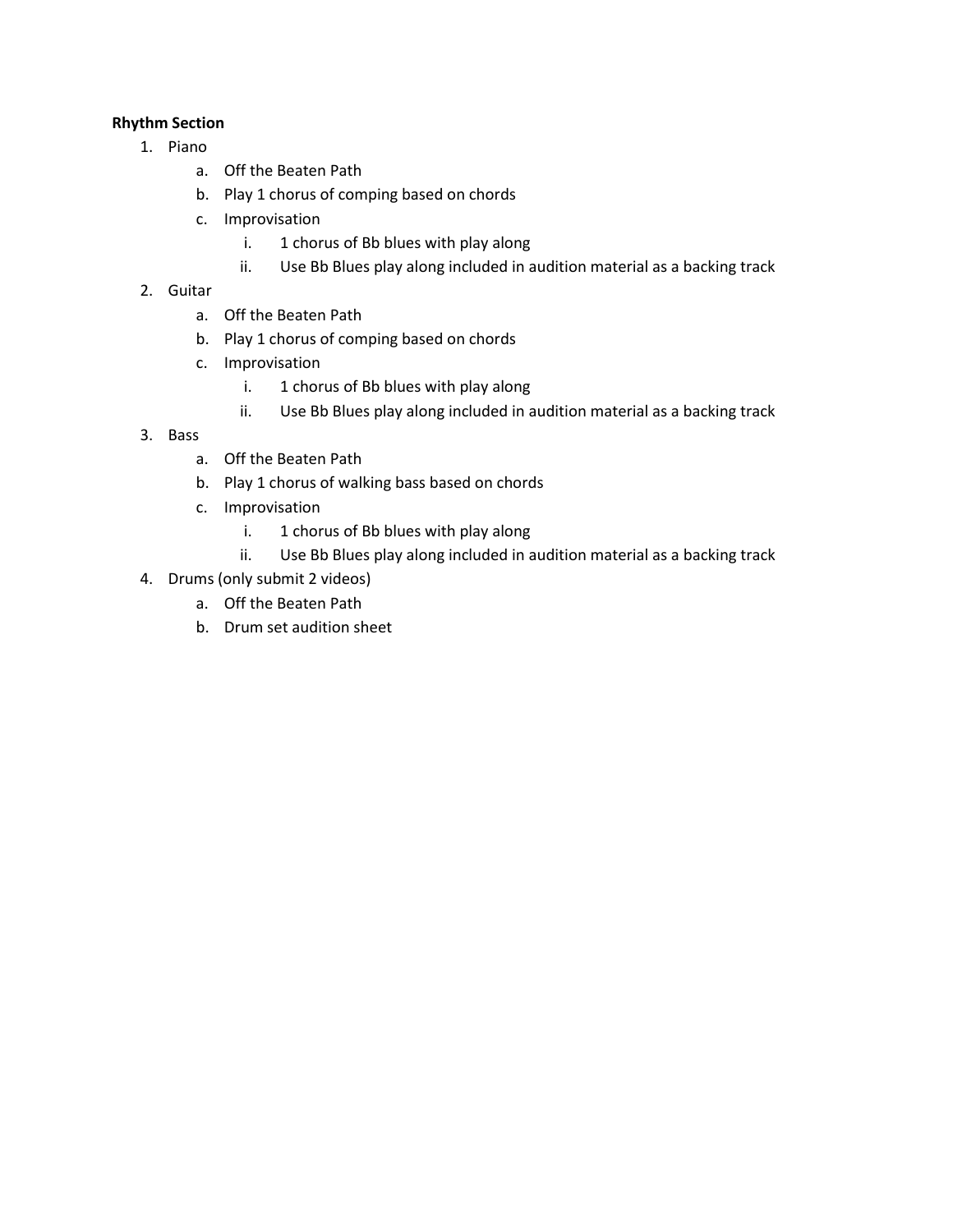**Rhythm Section**

1. Piano
    a. Off the Beaten Path
    b. Play 1 chorus of comping based on chords
    c. Improvisation
        i. 1 chorus of Bb blues with play along
        ii. Use Bb Blues play along included in audition material as a backing track
2. Guitar
    a. Off the Beaten Path
    b. Play 1 chorus of comping based on chords
    c. Improvisation
        i. 1 chorus of Bb blues with play along
        ii. Use Bb Blues play along included in audition material as a backing track
3. Bass
    a. Off the Beaten Path
    b. Play 1 chorus of walking bass based on chords
    c. Improvisation
        i. 1 chorus of Bb blues with play along
        ii. Use Bb Blues play along included in audition material as a backing track
4. Drums (only submit 2 videos)
    a. Off the Beaten Path
    b. Drum set audition sheet